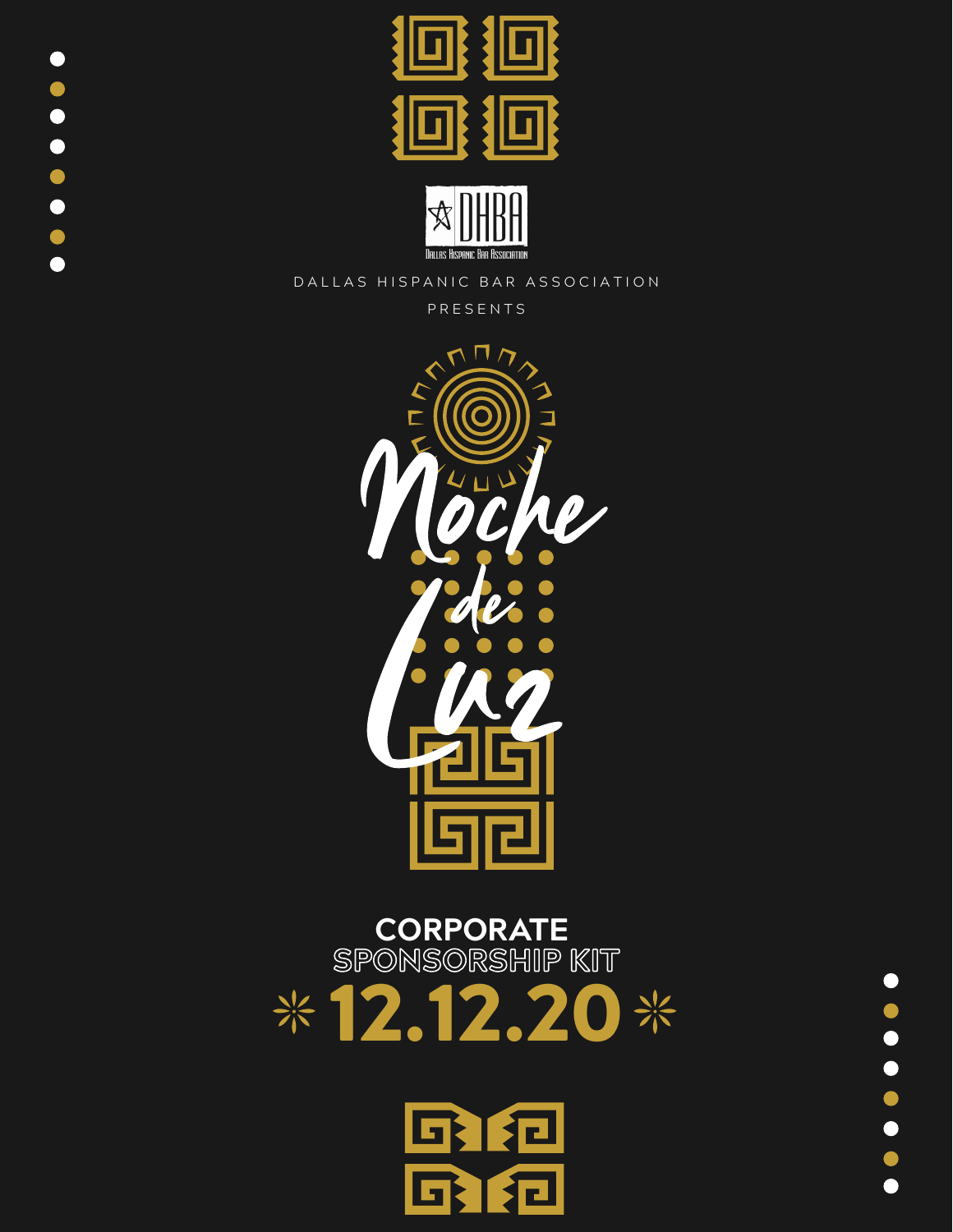DHBA

Dallas Hispanic Bar Association

DALLAS HISPANIC BAR ASSOCIATION

PRESENTS

# Noche de Luz

## CORPORATE SPONSORSHIP KIT

## 12.12.20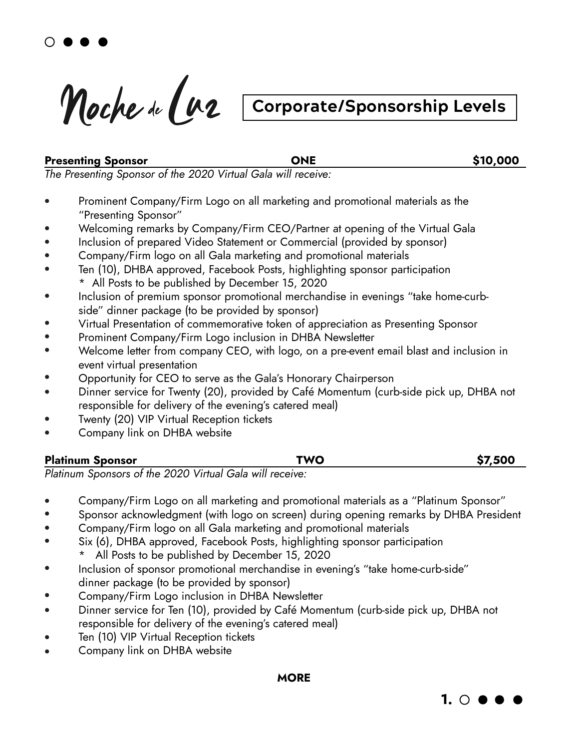# Noche de Luz

## Corporate/Sponsorship Levels

**Presenting Sponsor** | **ONE** | **$10,000**

*The Presenting Sponsor of the 2020 Virtual Gala will receive:*

- Prominent Company/Firm Logo on all marketing and promotional materials as the "Presenting Sponsor"
- Welcoming remarks by Company/Firm CEO/Partner at opening of the Virtual Gala
- Inclusion of prepared Video Statement or Commercial (provided by sponsor)
- Company/Firm logo on all Gala marketing and promotional materials
- Ten (10), DHBA approved, Facebook Posts, highlighting sponsor participation
  - \* All Posts to be published by December 15, 2020
- Inclusion of premium sponsor promotional merchandise in evenings "take home-curb-side" dinner package (to be provided by sponsor)
- Virtual Presentation of commemorative token of appreciation as Presenting Sponsor
- Prominent Company/Firm Logo inclusion in DHBA Newsletter
- Welcome letter from company CEO, with logo, on a pre-event email blast and inclusion in event virtual presentation
- Opportunity for CEO to serve as the Gala's Honorary Chairperson
- Dinner service for Twenty (20), provided by Café Momentum (curb-side pick up, DHBA not responsible for delivery of the evening's catered meal)
- Twenty (20) VIP Virtual Reception tickets
- Company link on DHBA website

**Platinum Sponsor** | **TWO** | **$7,500**

*Platinum Sponsors of the 2020 Virtual Gala will receive:*

- Company/Firm Logo on all marketing and promotional materials as a "Platinum Sponsor"
- Sponsor acknowledgment (with logo on screen) during opening remarks by DHBA President
- Company/Firm logo on all Gala marketing and promotional materials
- Six (6), DHBA approved, Facebook Posts, highlighting sponsor participation
  - \* All Posts to be published by December 15, 2020
- Inclusion of sponsor promotional merchandise in evening's "take home-curb-side" dinner package (to be provided by sponsor)
- Company/Firm Logo inclusion in DHBA Newsletter
- Dinner service for Ten (10), provided by Café Momentum (curb-side pick up, DHBA not responsible for delivery of the evening's catered meal)
- Ten (10) VIP Virtual Reception tickets
- Company link on DHBA website

**MORE**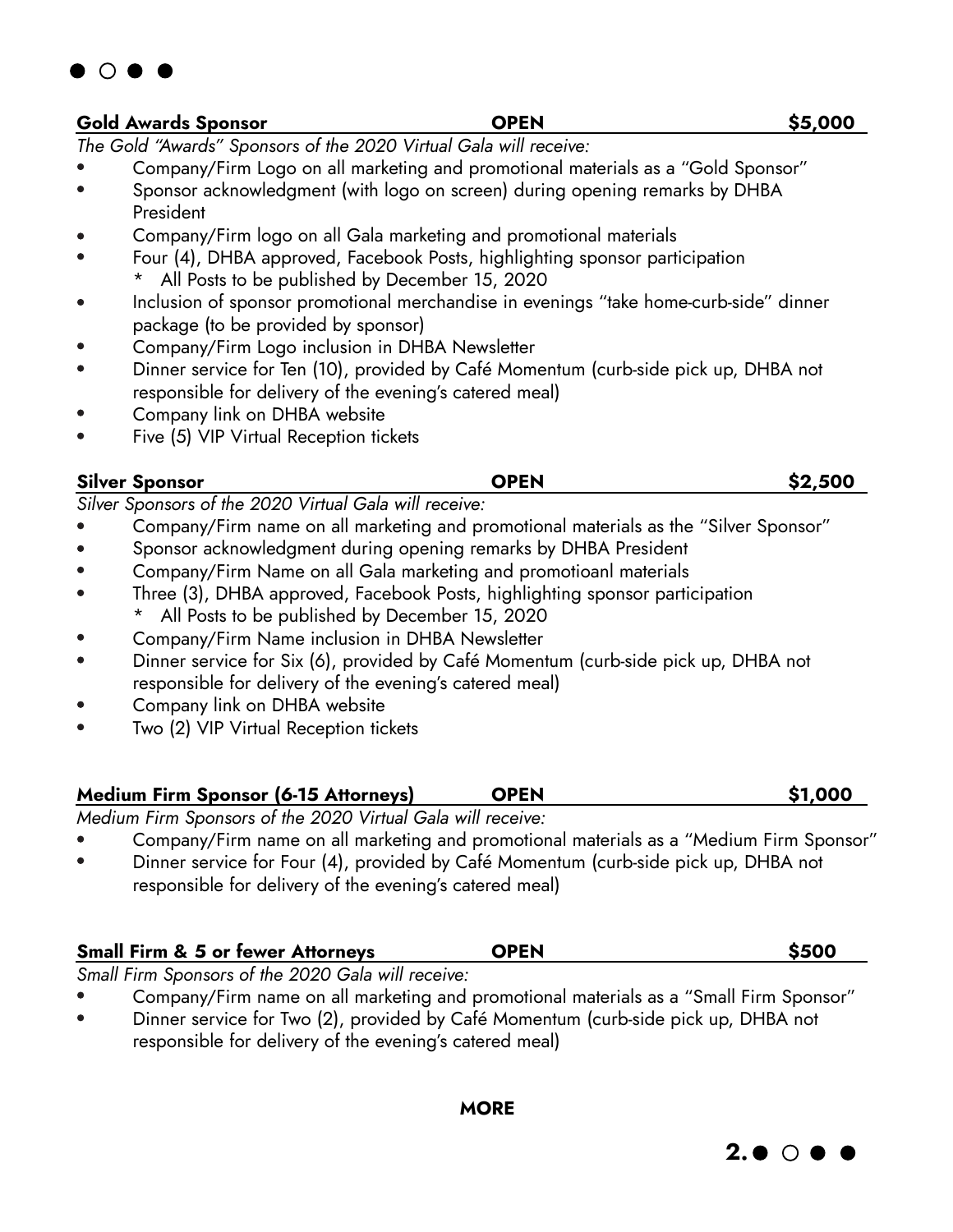**Gold Awards Sponsor** | **OPEN** | **$5,000**

*The Gold "Awards" Sponsors of the 2020 Virtual Gala will receive:*

- Company/Firm Logo on all marketing and promotional materials as a "Gold Sponsor"
- Sponsor acknowledgment (with logo on screen) during opening remarks by DHBA President
- Company/Firm logo on all Gala marketing and promotional materials
- Four (4), DHBA approved, Facebook Posts, highlighting sponsor participation
  - * All Posts to be published by December 15, 2020
- Inclusion of sponsor promotional merchandise in evenings "take home-curb-side" dinner package (to be provided by sponsor)
- Company/Firm Logo inclusion in DHBA Newsletter
- Dinner service for Ten (10), provided by Café Momentum (curb-side pick up, DHBA not responsible for delivery of the evening's catered meal)
- Company link on DHBA website
- Five (5) VIP Virtual Reception tickets

**Silver Sponsor** | **OPEN** | **$2,500**

*Silver Sponsors of the 2020 Virtual Gala will receive:*

- Company/Firm name on all marketing and promotional materials as the "Silver Sponsor"
- Sponsor acknowledgment during opening remarks by DHBA President
- Company/Firm Name on all Gala marketing and promotioanl materials
- Three (3), DHBA approved, Facebook Posts, highlighting sponsor participation
  - * All Posts to be published by December 15, 2020
- Company/Firm Name inclusion in DHBA Newsletter
- Dinner service for Six (6), provided by Café Momentum (curb-side pick up, DHBA not responsible for delivery of the evening's catered meal)
- Company link on DHBA website
- Two (2) VIP Virtual Reception tickets

**Medium Firm Sponsor (6-15 Attorneys)** | **OPEN** | **$1,000**

*Medium Firm Sponsors of the 2020 Virtual Gala will receive:*

- Company/Firm name on all marketing and promotional materials as a "Medium Firm Sponsor"
- Dinner service for Four (4), provided by Café Momentum (curb-side pick up, DHBA not responsible for delivery of the evening's catered meal)

**Small Firm & 5 or fewer Attorneys** | **OPEN** | **$500**

*Small Firm Sponsors of the 2020 Gala will receive:*

- Company/Firm name on all marketing and promotional materials as a "Small Firm Sponsor"
- Dinner service for Two (2), provided by Café Momentum (curb-side pick up, DHBA not responsible for delivery of the evening's catered meal)

**MORE**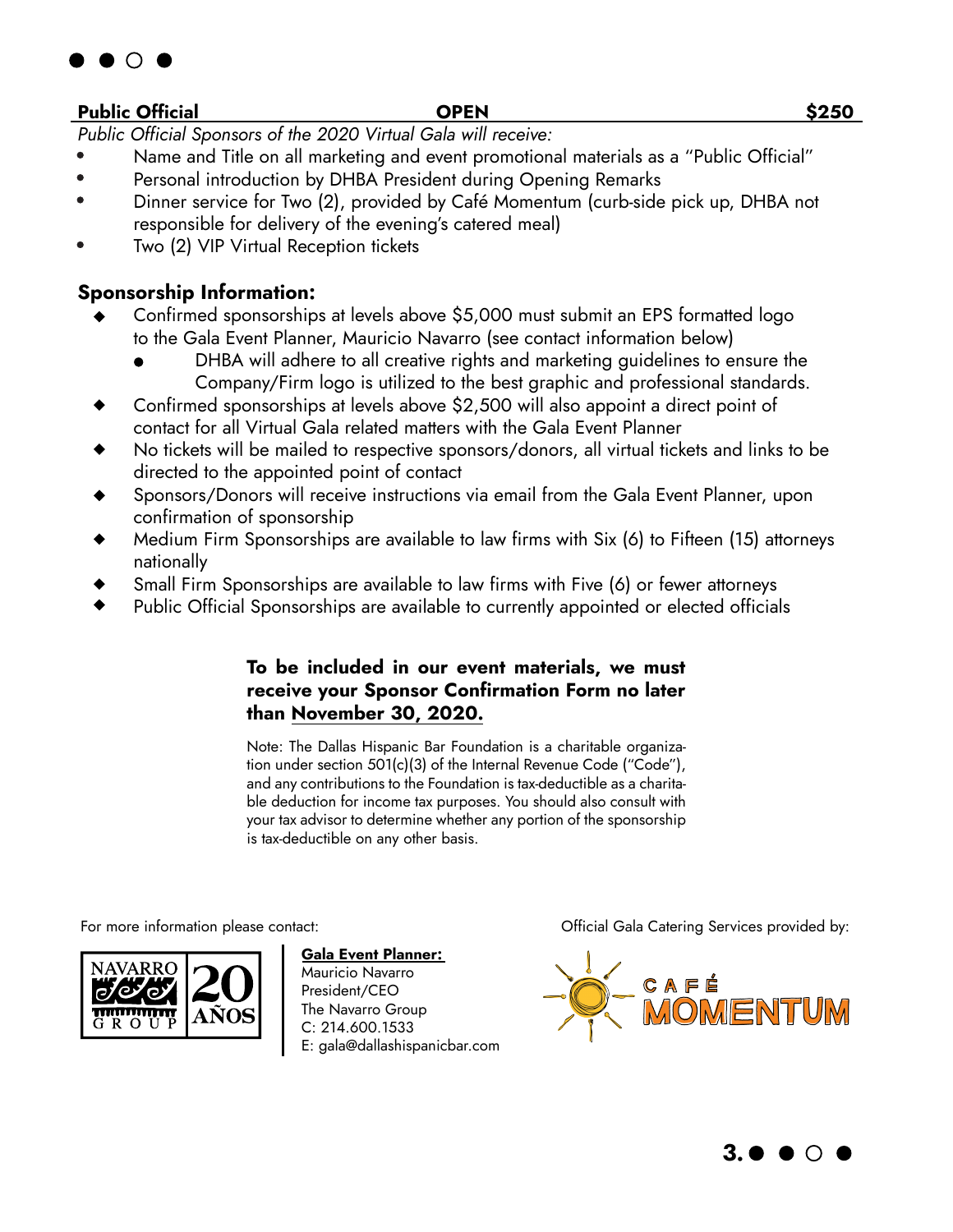**Public Official** | **OPEN** | **$250**

*Public Official Sponsors of the 2020 Virtual Gala will receive:*

- Name and Title on all marketing and event promotional materials as a "Public Official"
- Personal introduction by DHBA President during Opening Remarks
- Dinner service for Two (2), provided by Café Momentum (curb-side pick up, DHBA not responsible for delivery of the evening's catered meal)
- Two (2) VIP Virtual Reception tickets

## Sponsorship Information:

- Confirmed sponsorships at levels above $5,000 must submit an EPS formatted logo to the Gala Event Planner, Mauricio Navarro (see contact information below)
  - DHBA will adhere to all creative rights and marketing guidelines to ensure the Company/Firm logo is utilized to the best graphic and professional standards.
- Confirmed sponsorships at levels above $2,500 will also appoint a direct point of contact for all Virtual Gala related matters with the Gala Event Planner
- No tickets will be mailed to respective sponsors/donors, all virtual tickets and links to be directed to the appointed point of contact
- Sponsors/Donors will receive instructions via email from the Gala Event Planner, upon confirmation of sponsorship
- Medium Firm Sponsorships are available to law firms with Six (6) to Fifteen (15) attorneys nationally
- Small Firm Sponsorships are available to law firms with Five (6) or fewer attorneys
- Public Official Sponsorships are available to currently appointed or elected officials

**To be included in our event materials, we must receive your Sponsor Confirmation Form no later than November 30, 2020.**

Note: The Dallas Hispanic Bar Foundation is a charitable organization under section 501(c)(3) of the Internal Revenue Code ("Code"), and any contributions to the Foundation is tax-deductible as a charitable deduction for income tax purposes. You should also consult with your tax advisor to determine whether any portion of the sponsorship is tax-deductible on any other basis.

For more information please contact:

NAVARRO GROUP 20 AÑOS

**Gala Event Planner:**
Mauricio Navarro
President/CEO
The Navarro Group
C: 214.600.1533
E: gala@dallashispanicbar.com

Official Gala Catering Services provided by:

CAFÉ MOMENTUM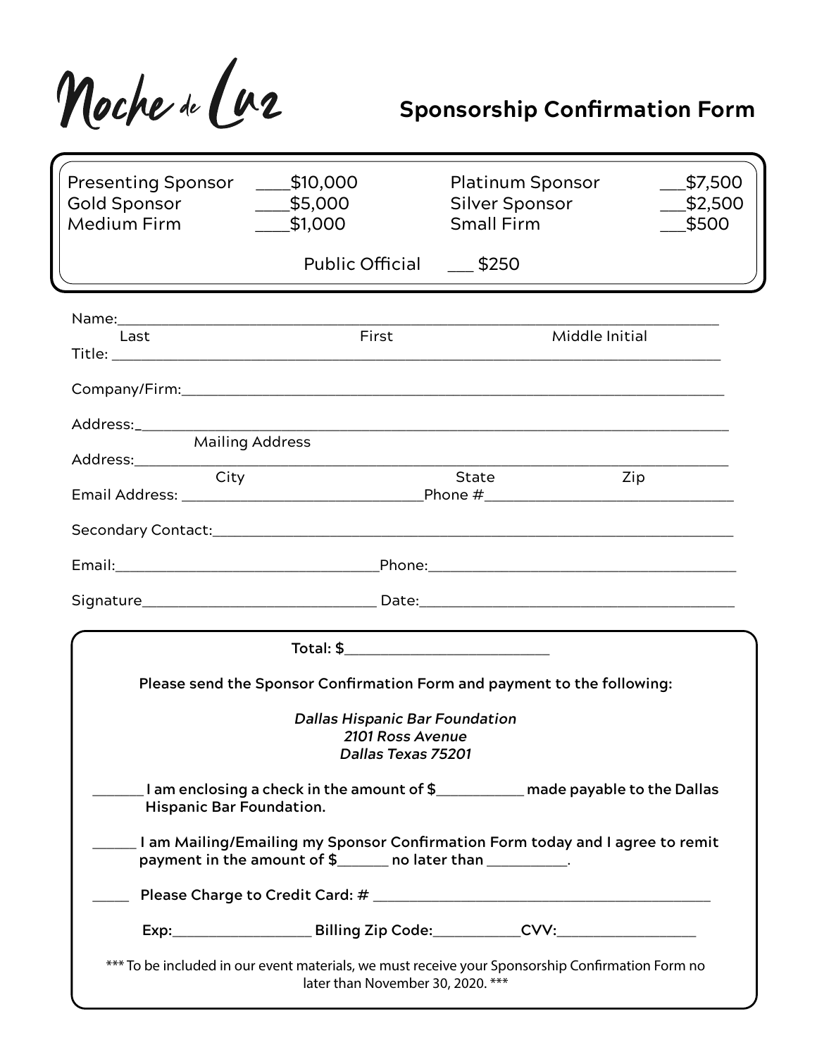# Noche de Luz

## Sponsorship Confirmation Form

| | | | |
|---|---|---|---|
| Presenting Sponsor | ____$10,000 | Platinum Sponsor | ___$7,500 |
| Gold Sponsor | ____$5,000 | Silver Sponsor | ___$2,500 |
| Medium Firm | ____$1,000 | Small Firm | ___$500 |

Public Official ___ $250

Name:_______________________________________________________________________________
Last First Middle Initial

Title: _______________________________________________________________________________

Company/Firm:________________________________________________________________________

Address:_____________________________________________________________________________
Mailing Address

Address:_____________________________________________________________________________
City State Zip

Email Address: ______________________________Phone #______________________________

Secondary Contact:____________________________________________________________________

Email:__________________________________Phone:_________________________________________

Signature______________________________ Date:_________________________________________

**Total: $__________________________**

**Please send the Sponsor Confirmation Form and payment to the following:**

***Dallas Hispanic Bar Foundation***
***2101 Ross Avenue***
***Dallas Texas 75201***

**_______ I am enclosing a check in the amount of $___________ made payable to the Dallas Hispanic Bar Foundation.**

**______ I am Mailing/Emailing my Sponsor Confirmation Form today and I agree to remit payment in the amount of $______ no later than __________.**

**_____ Please Charge to Credit Card: # ____________________________________________**

**Exp:_________________ Billing Zip Code:___________CVV:_________________**

*** To be included in our event materials, we must receive your Sponsorship Confirmation Form no later than November 30, 2020. ***